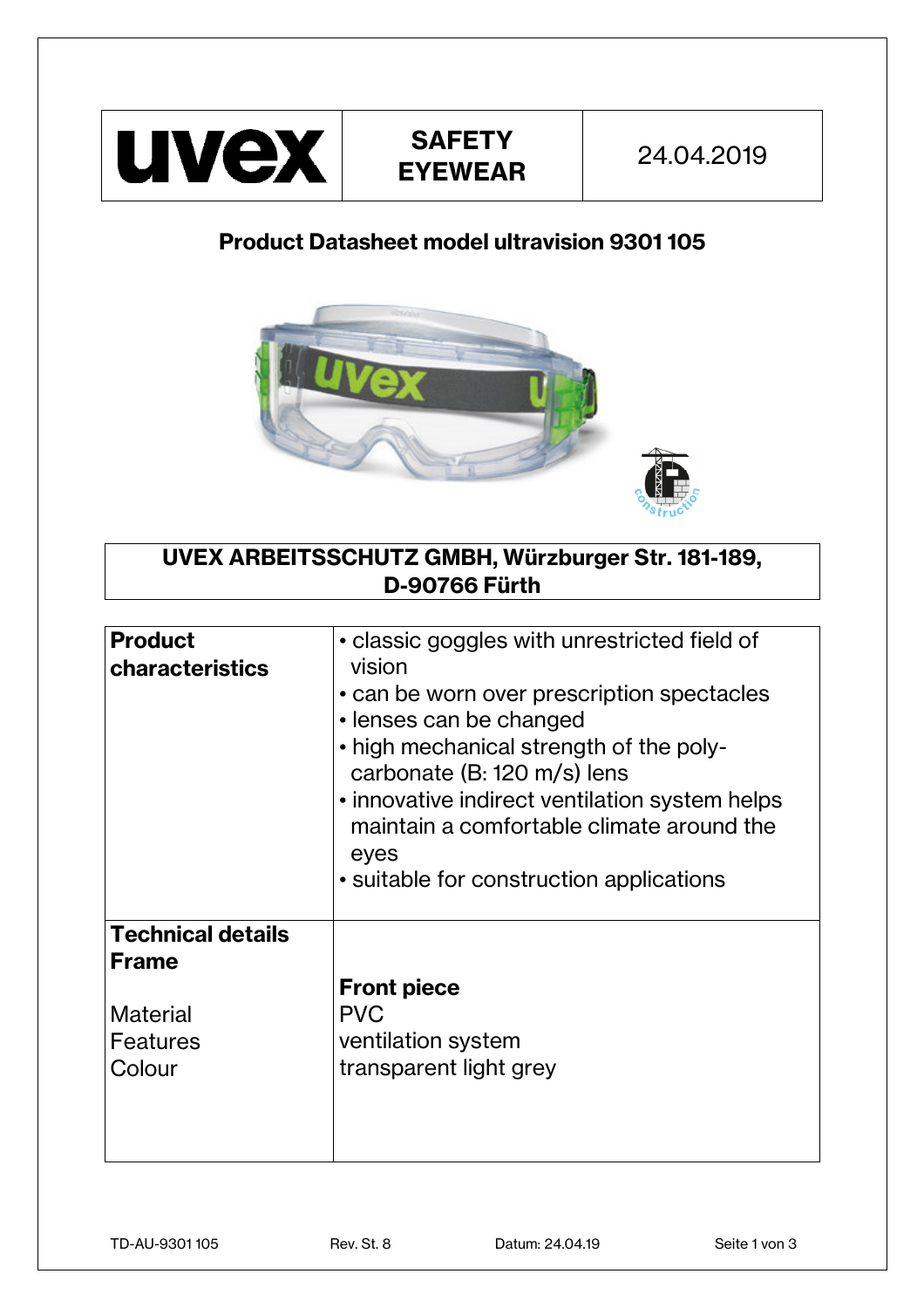| uvex | SAFETY EYEWEAR | 24.04.2019 |
|---|---|---|

# Product Datasheet model ultravision 9301 105

**UVEX ARBEITSSCHUTZ GMBH, Würzburger Str. 181-189, D-90766 Fürth**

| **Product characteristics** | • classic goggles with unrestricted field of vision<br>• can be worn over prescription spectacles<br>• lenses can be changed<br>• high mechanical strength of the poly-carbonate (B: 120 m/s) lens<br>• innovative indirect ventilation system helps maintain a comfortable climate around the eyes<br>• suitable for construction applications |
|---|---|
| **Technical details**<br>**Frame** | |
| | **Front piece** |
| Material | PVC |
| Features | ventilation system |
| Colour | transparent light grey |

TD-AU-9301 105 Rev. St. 8 Datum: 24.04.19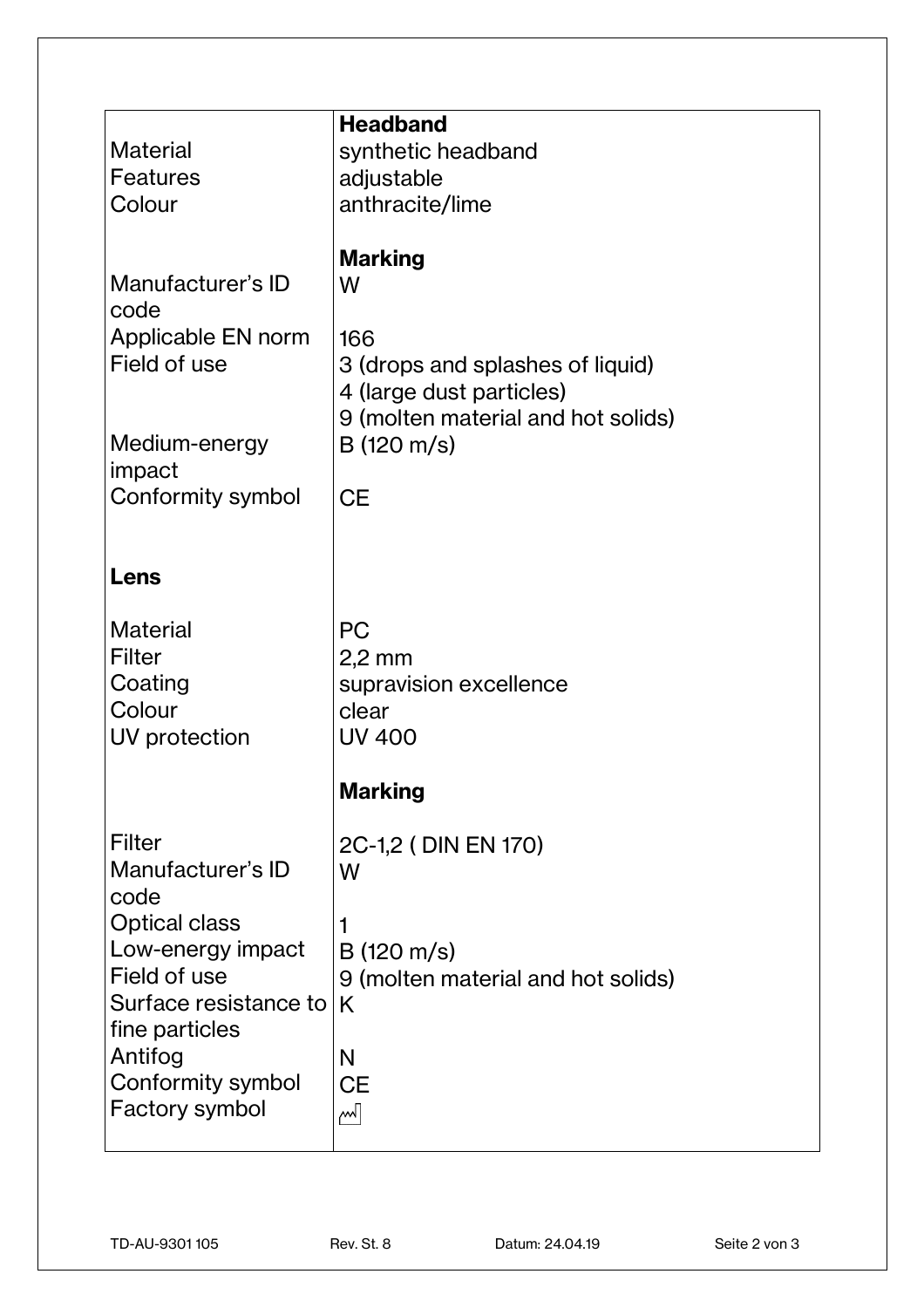| | **Headband** |
|---|---|
| Material | synthetic headband |
| Features | adjustable |
| Colour | anthracite/lime |
| | **Marking** |
| Manufacturer's ID code | W |
| Applicable EN norm | 166 |
| Field of use | 3 (drops and splashes of liquid)<br>4 (large dust particles)<br>9 (molten material and hot solids) |
| Medium-energy impact | B (120 m/s) |
| Conformity symbol | CE |
| **Lens** | |
| Material | PC |
| Filter | 2,2 mm |
| Coating | supravision excellence |
| Colour | clear |
| UV protection | UV 400 |
| | **Marking** |
| Filter | 2C-1,2 ( DIN EN 170) |
| Manufacturer's ID code | W |
| Optical class | 1 |
| Low-energy impact | B (120 m/s) |
| Field of use | 9 (molten material and hot solids) |
| Surface resistance to fine particles | K |
| Antifog | N |
| Conformity symbol | CE |
| Factory symbol | 🏭 |

TD-AU-9301 105 Rev. St. 8 Datum: 24.04.19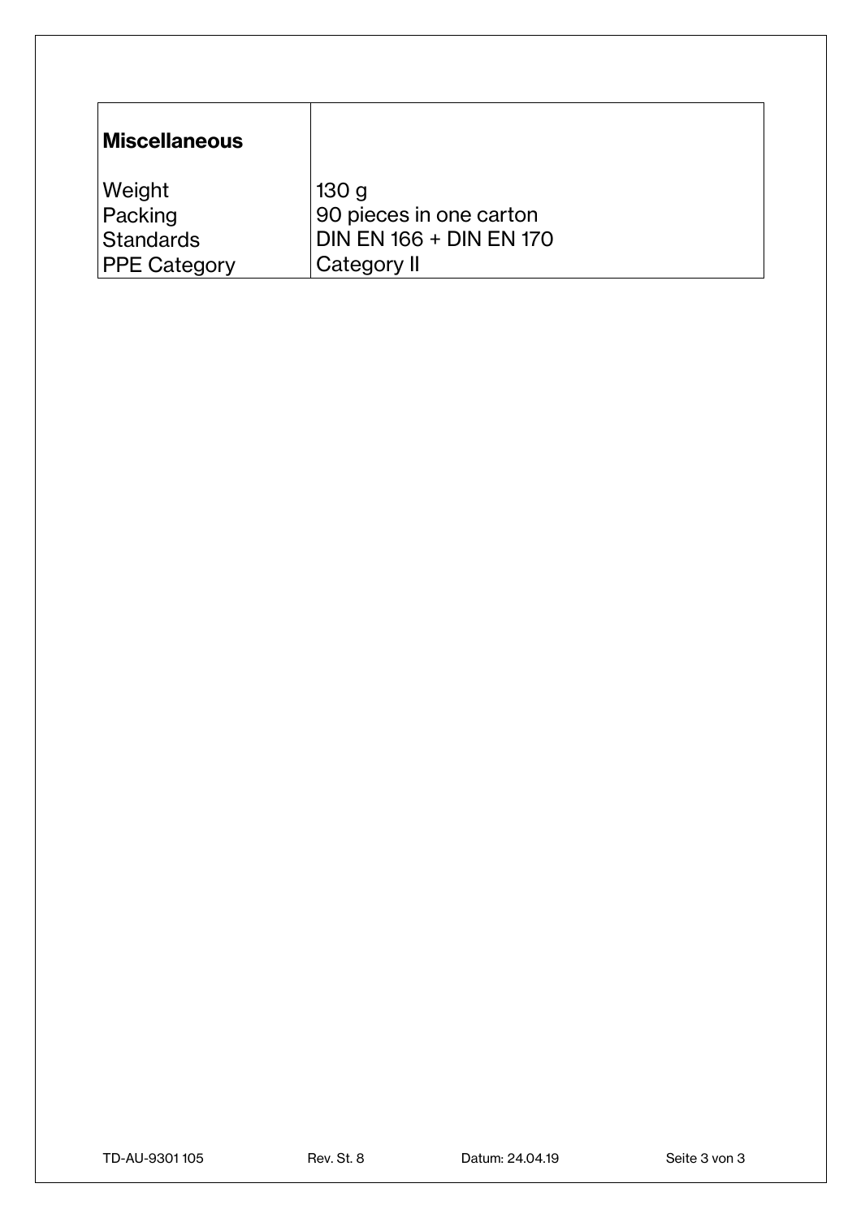| **Miscellaneous** | |
|---|---|
| Weight | 130 g |
| Packing | 90 pieces in one carton |
| Standards | DIN EN 166 + DIN EN 170 |
| PPE Category | Category II |

TD-AU-9301 105 Rev. St. 8 Datum: 24.04.19